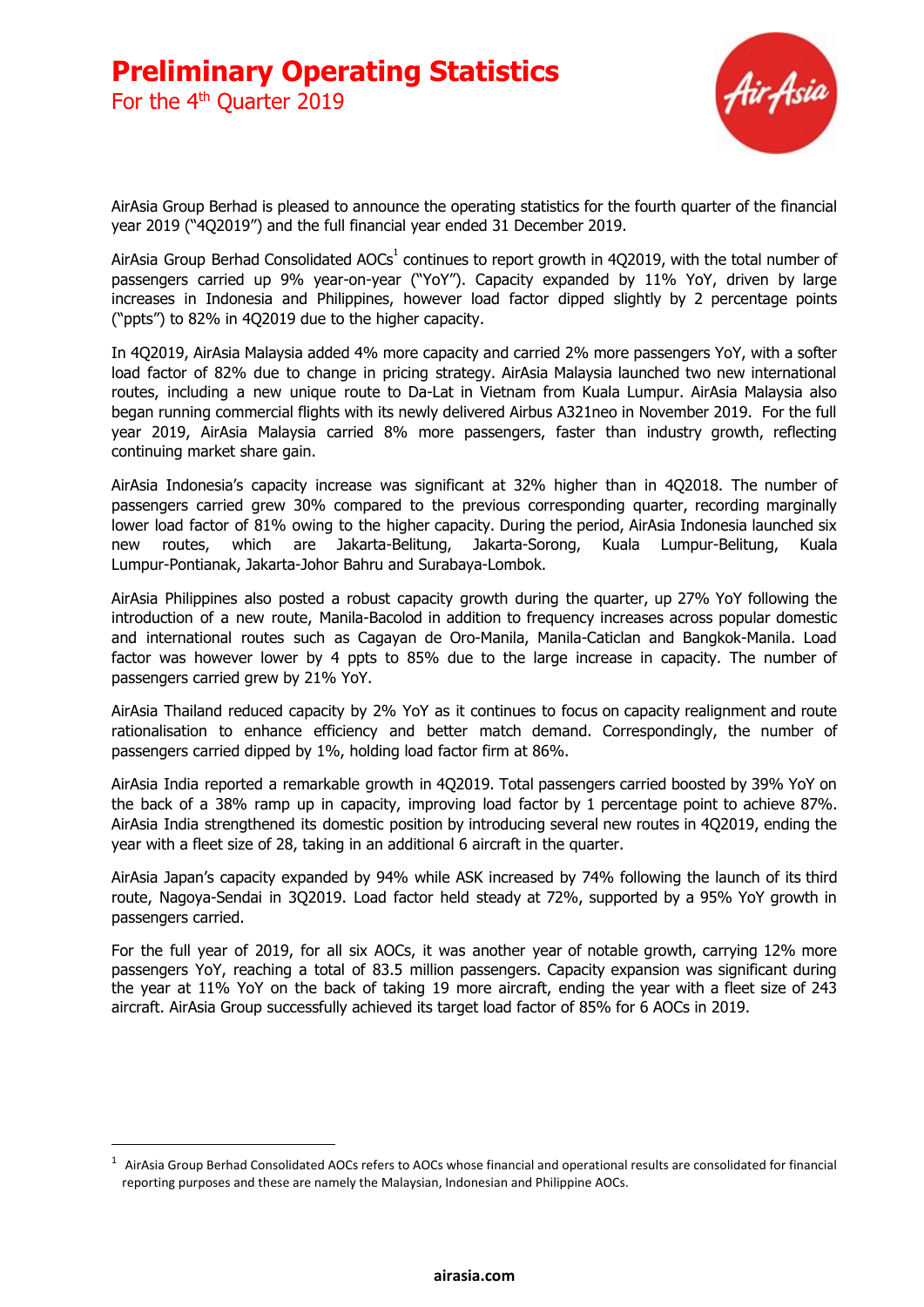# Preliminary Operating Statistics

For the 4th Quarter 2019

AirAsia Group Berhad is pleased to announce the operating statistics for the fourth quarter of the financial year 2019 ("4Q2019") and the full financial year ended 31 December 2019.

AirAsia Group Berhad Consolidated AOCs[1] continues to report growth in 4Q2019, with the total number of passengers carried up 9% year-on-year ("YoY"). Capacity expanded by 11% YoY, driven by large increases in Indonesia and Philippines, however load factor dipped slightly by 2 percentage points ("ppts") to 82% in 4Q2019 due to the higher capacity.

In 4Q2019, AirAsia Malaysia added 4% more capacity and carried 2% more passengers YoY, with a softer load factor of 82% due to change in pricing strategy. AirAsia Malaysia launched two new international routes, including a new unique route to Da-Lat in Vietnam from Kuala Lumpur. AirAsia Malaysia also began running commercial flights with its newly delivered Airbus A321neo in November 2019. For the full year 2019, AirAsia Malaysia carried 8% more passengers, faster than industry growth, reflecting continuing market share gain.

AirAsia Indonesia's capacity increase was significant at 32% higher than in 4Q2018. The number of passengers carried grew 30% compared to the previous corresponding quarter, recording marginally lower load factor of 81% owing to the higher capacity. During the period, AirAsia Indonesia launched six new routes, which are Jakarta-Belitung, Jakarta-Sorong, Kuala Lumpur-Belitung, Kuala Lumpur-Pontianak, Jakarta-Johor Bahru and Surabaya-Lombok.

AirAsia Philippines also posted a robust capacity growth during the quarter, up 27% YoY following the introduction of a new route, Manila-Bacolod in addition to frequency increases across popular domestic and international routes such as Cagayan de Oro-Manila, Manila-Caticlan and Bangkok-Manila. Load factor was however lower by 4 ppts to 85% due to the large increase in capacity. The number of passengers carried grew by 21% YoY.

AirAsia Thailand reduced capacity by 2% YoY as it continues to focus on capacity realignment and route rationalisation to enhance efficiency and better match demand. Correspondingly, the number of passengers carried dipped by 1%, holding load factor firm at 86%.

AirAsia India reported a remarkable growth in 4Q2019. Total passengers carried boosted by 39% YoY on the back of a 38% ramp up in capacity, improving load factor by 1 percentage point to achieve 87%. AirAsia India strengthened its domestic position by introducing several new routes in 4Q2019, ending the year with a fleet size of 28, taking in an additional 6 aircraft in the quarter.

AirAsia Japan's capacity expanded by 94% while ASK increased by 74% following the launch of its third route, Nagoya-Sendai in 3Q2019. Load factor held steady at 72%, supported by a 95% YoY growth in passengers carried.

For the full year of 2019, for all six AOCs, it was another year of notable growth, carrying 12% more passengers YoY, reaching a total of 83.5 million passengers. Capacity expansion was significant during the year at 11% YoY on the back of taking 19 more aircraft, ending the year with a fleet size of 243 aircraft. AirAsia Group successfully achieved its target load factor of 85% for 6 AOCs in 2019.

[1] AirAsia Group Berhad Consolidated AOCs refers to AOCs whose financial and operational results are consolidated for financial reporting purposes and these are namely the Malaysian, Indonesian and Philippine AOCs.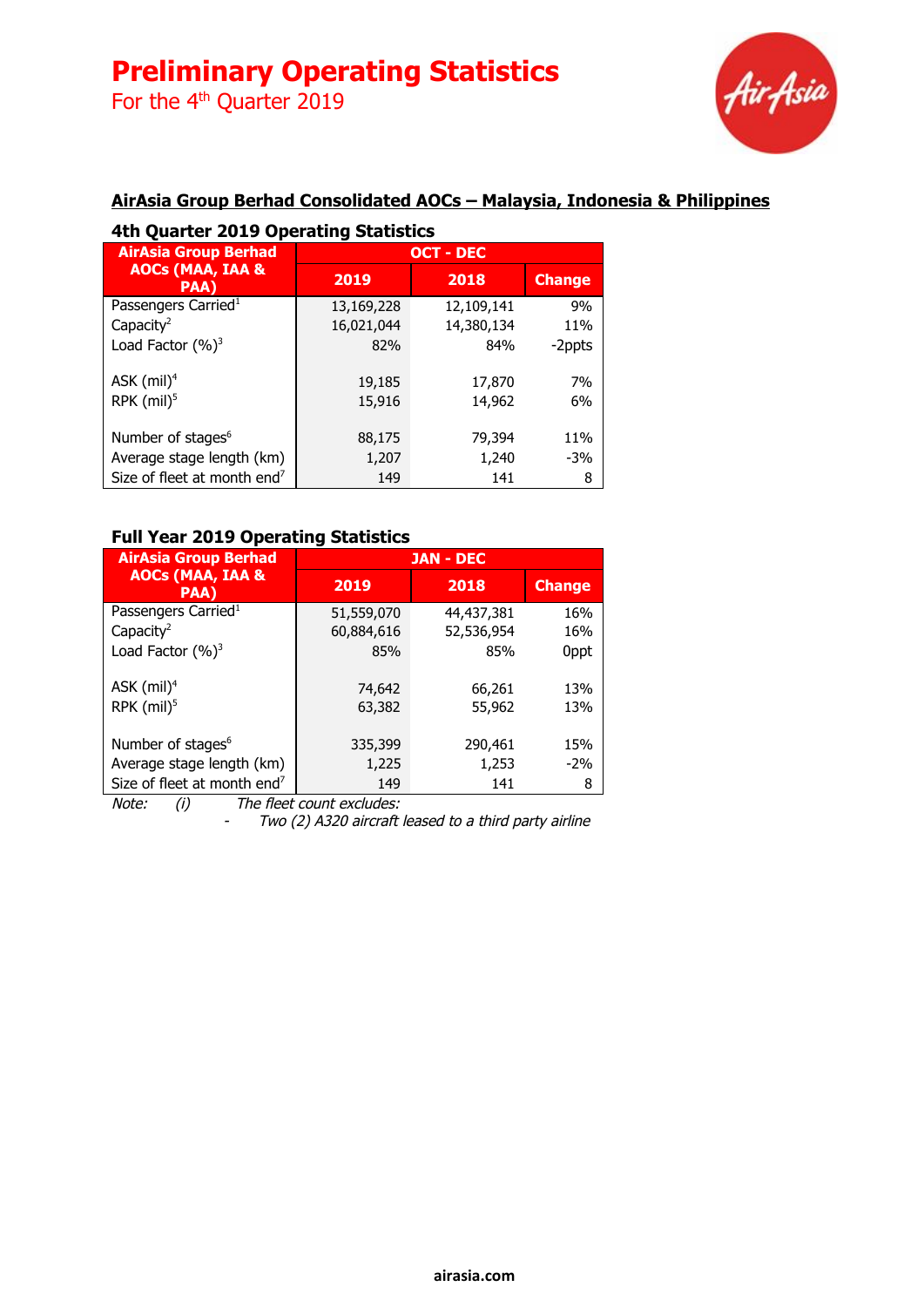# Preliminary Operating Statistics

For the 4th Quarter 2019

## AirAsia Group Berhad Consolidated AOCs – Malaysia, Indonesia & Philippines

### 4th Quarter 2019 Operating Statistics

| AirAsia Group Berhad AOCs (MAA, IAA & PAA) | OCT - DEC | | |
|---|---|---|---|
| | 2019 | 2018 | Change |
| Passengers Carried[1] | 13,169,228 | 12,109,141 | 9% |
| Capacity[2] | 16,021,044 | 14,380,134 | 11% |
| Load Factor (%)[3] | 82% | 84% | -2ppts |
| ASK (mil)[4] | 19,185 | 17,870 | 7% |
| RPK (mil)[5] | 15,916 | 14,962 | 6% |
| Number of stages[6] | 88,175 | 79,394 | 11% |
| Average stage length (km) | 1,207 | 1,240 | -3% |
| Size of fleet at month end[7] | 149 | 141 | 8 |

### Full Year 2019 Operating Statistics

| AirAsia Group Berhad AOCs (MAA, IAA & PAA) | JAN - DEC | | |
|---|---|---|---|
| | 2019 | 2018 | Change |
| Passengers Carried[1] | 51,559,070 | 44,437,381 | 16% |
| Capacity[2] | 60,884,616 | 52,536,954 | 16% |
| Load Factor (%)[3] | 85% | 85% | 0ppt |
| ASK (mil)[4] | 74,642 | 66,261 | 13% |
| RPK (mil)[5] | 63,382 | 55,962 | 13% |
| Number of stages[6] | 335,399 | 290,461 | 15% |
| Average stage length (km) | 1,225 | 1,253 | -2% |
| Size of fleet at month end[7] | 149 | 141 | 8 |

*Note: (i) The fleet count excludes:*

- *Two (2) A320 aircraft leased to a third party airline*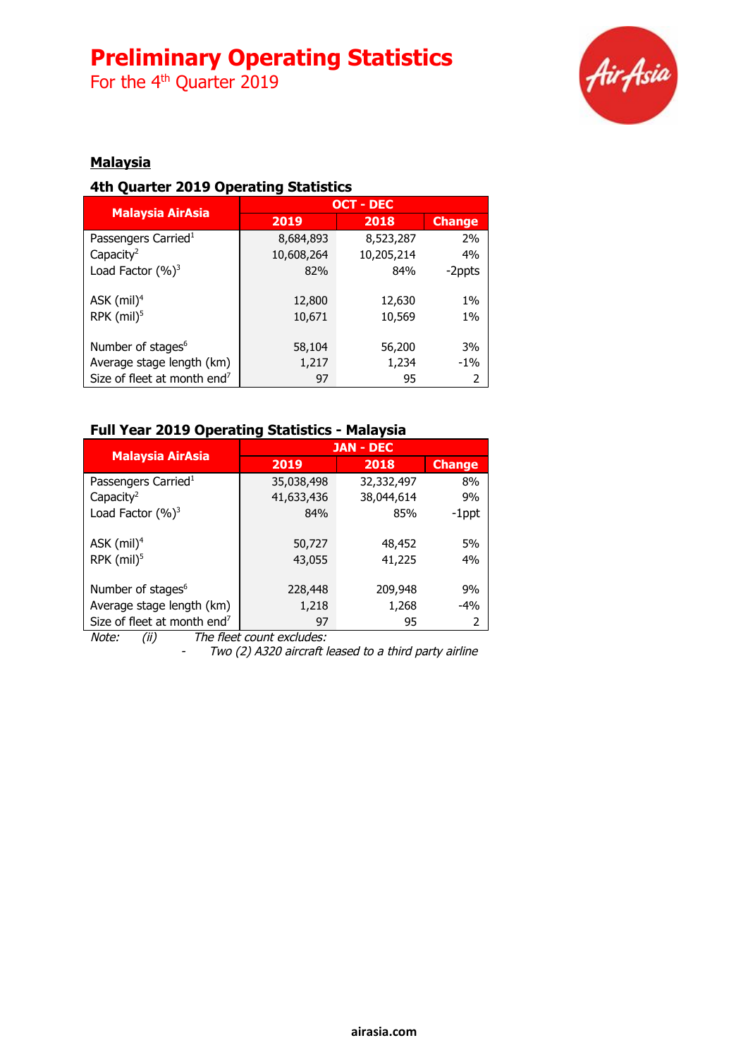# Preliminary Operating Statistics

For the 4th Quarter 2019

## Malaysia

### 4th Quarter 2019 Operating Statistics

| Malaysia AirAsia | OCT - DEC | | |
|---|---|---|---|
| | 2019 | 2018 | Change |
| Passengers Carried[1] | 8,684,893 | 8,523,287 | 2% |
| Capacity[2] | 10,608,264 | 10,205,214 | 4% |
| Load Factor (%)[3] | 82% | 84% | -2ppts |
| ASK (mil)[4] | 12,800 | 12,630 | 1% |
| RPK (mil)[5] | 10,671 | 10,569 | 1% |
| Number of stages[6] | 58,104 | 56,200 | 3% |
| Average stage length (km) | 1,217 | 1,234 | -1% |
| Size of fleet at month end[7] | 97 | 95 | 2 |

### Full Year 2019 Operating Statistics - Malaysia

| Malaysia AirAsia | JAN - DEC | | |
|---|---|---|---|
| | 2019 | 2018 | Change |
| Passengers Carried[1] | 35,038,498 | 32,332,497 | 8% |
| Capacity[2] | 41,633,436 | 38,044,614 | 9% |
| Load Factor (%)[3] | 84% | 85% | -1ppt |
| ASK (mil)[4] | 50,727 | 48,452 | 5% |
| RPK (mil)[5] | 43,055 | 41,225 | 4% |
| Number of stages[6] | 228,448 | 209,948 | 9% |
| Average stage length (km) | 1,218 | 1,268 | -4% |
| Size of fleet at month end[7] | 97 | 95 | 2 |

*Note: (ii) The fleet count excludes:*

- *Two (2) A320 aircraft leased to a third party airline*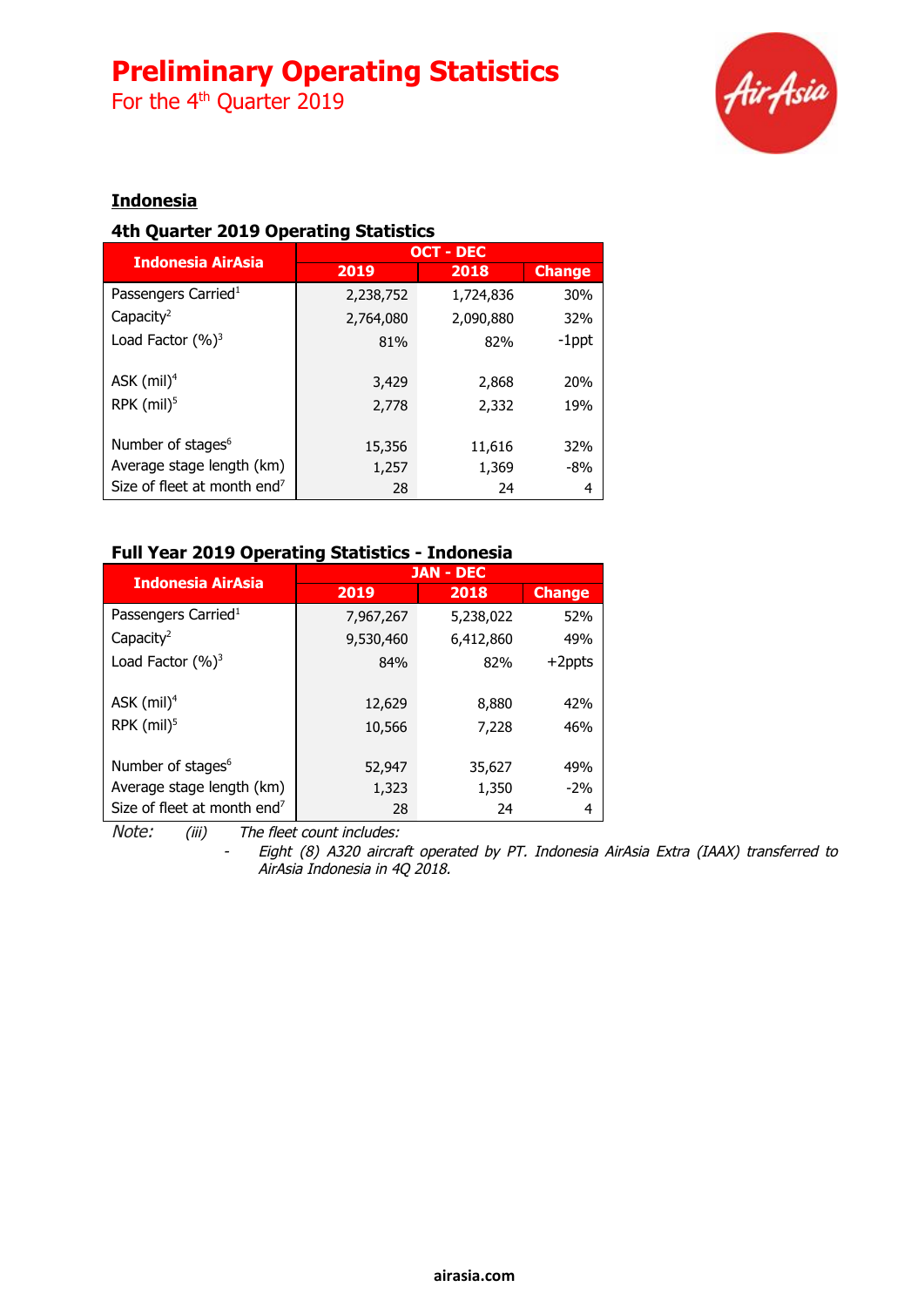# Preliminary Operating Statistics

For the 4th Quarter 2019

## Indonesia

### 4th Quarter 2019 Operating Statistics

| Indonesia AirAsia | OCT - DEC | | |
|---|---|---|---|
| | 2019 | 2018 | Change |
| Passengers Carried[1] | 2,238,752 | 1,724,836 | 30% |
| Capacity[2] | 2,764,080 | 2,090,880 | 32% |
| Load Factor (%)[3] | 81% | 82% | -1ppt |
| ASK (mil)[4] | 3,429 | 2,868 | 20% |
| RPK (mil)[5] | 2,778 | 2,332 | 19% |
| Number of stages[6] | 15,356 | 11,616 | 32% |
| Average stage length (km) | 1,257 | 1,369 | -8% |
| Size of fleet at month end[7] | 28 | 24 | 4 |

### Full Year 2019 Operating Statistics - Indonesia

| Indonesia AirAsia | JAN - DEC | | |
|---|---|---|---|
| | 2019 | 2018 | Change |
| Passengers Carried[1] | 7,967,267 | 5,238,022 | 52% |
| Capacity[2] | 9,530,460 | 6,412,860 | 49% |
| Load Factor (%)[3] | 84% | 82% | +2ppts |
| ASK (mil)[4] | 12,629 | 8,880 | 42% |
| RPK (mil)[5] | 10,566 | 7,228 | 46% |
| Number of stages[6] | 52,947 | 35,627 | 49% |
| Average stage length (km) | 1,323 | 1,350 | -2% |
| Size of fleet at month end[7] | 28 | 24 | 4 |

*Note:* *(iii)* *The fleet count includes:*

- *Eight (8) A320 aircraft operated by PT. Indonesia AirAsia Extra (IAAX) transferred to AirAsia Indonesia in 4Q 2018.*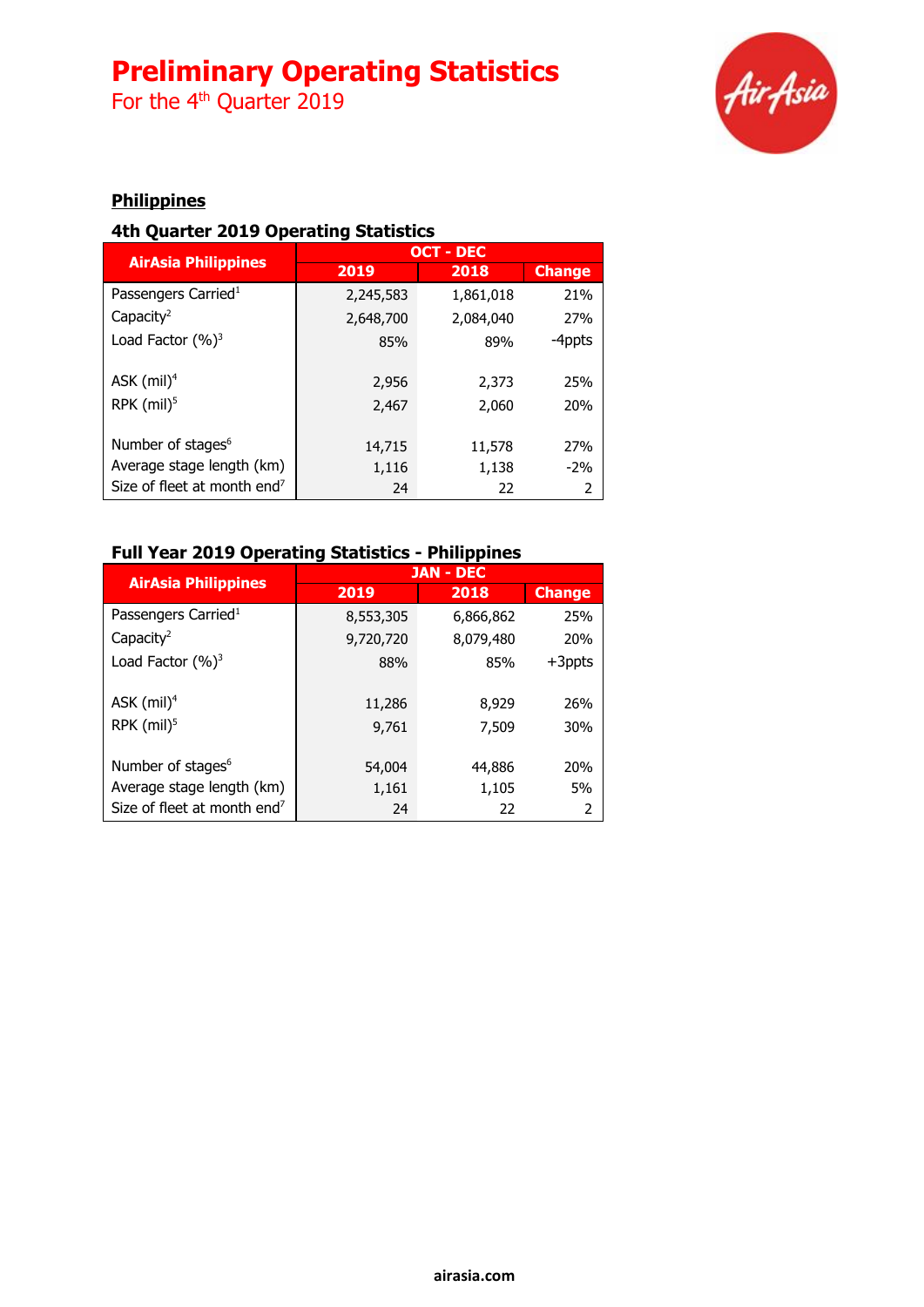# Preliminary Operating Statistics

For the 4th Quarter 2019

## Philippines

### 4th Quarter 2019 Operating Statistics

| AirAsia Philippines | OCT - DEC | | |
|---|---|---|---|
| | 2019 | 2018 | Change |
| Passengers Carried[1] | 2,245,583 | 1,861,018 | 21% |
| Capacity[2] | 2,648,700 | 2,084,040 | 27% |
| Load Factor (%)[3] | 85% | 89% | -4ppts |
| ASK (mil)[4] | 2,956 | 2,373 | 25% |
| RPK (mil)[5] | 2,467 | 2,060 | 20% |
| Number of stages[6] | 14,715 | 11,578 | 27% |
| Average stage length (km) | 1,116 | 1,138 | -2% |
| Size of fleet at month end[7] | 24 | 22 | 2 |

### Full Year 2019 Operating Statistics - Philippines

| AirAsia Philippines | JAN - DEC | | |
|---|---|---|---|
| | 2019 | 2018 | Change |
| Passengers Carried[1] | 8,553,305 | 6,866,862 | 25% |
| Capacity[2] | 9,720,720 | 8,079,480 | 20% |
| Load Factor (%)[3] | 88% | 85% | +3ppts |
| ASK (mil)[4] | 11,286 | 8,929 | 26% |
| RPK (mil)[5] | 9,761 | 7,509 | 30% |
| Number of stages[6] | 54,004 | 44,886 | 20% |
| Average stage length (km) | 1,161 | 1,105 | 5% |
| Size of fleet at month end[7] | 24 | 22 | 2 |

airasia.com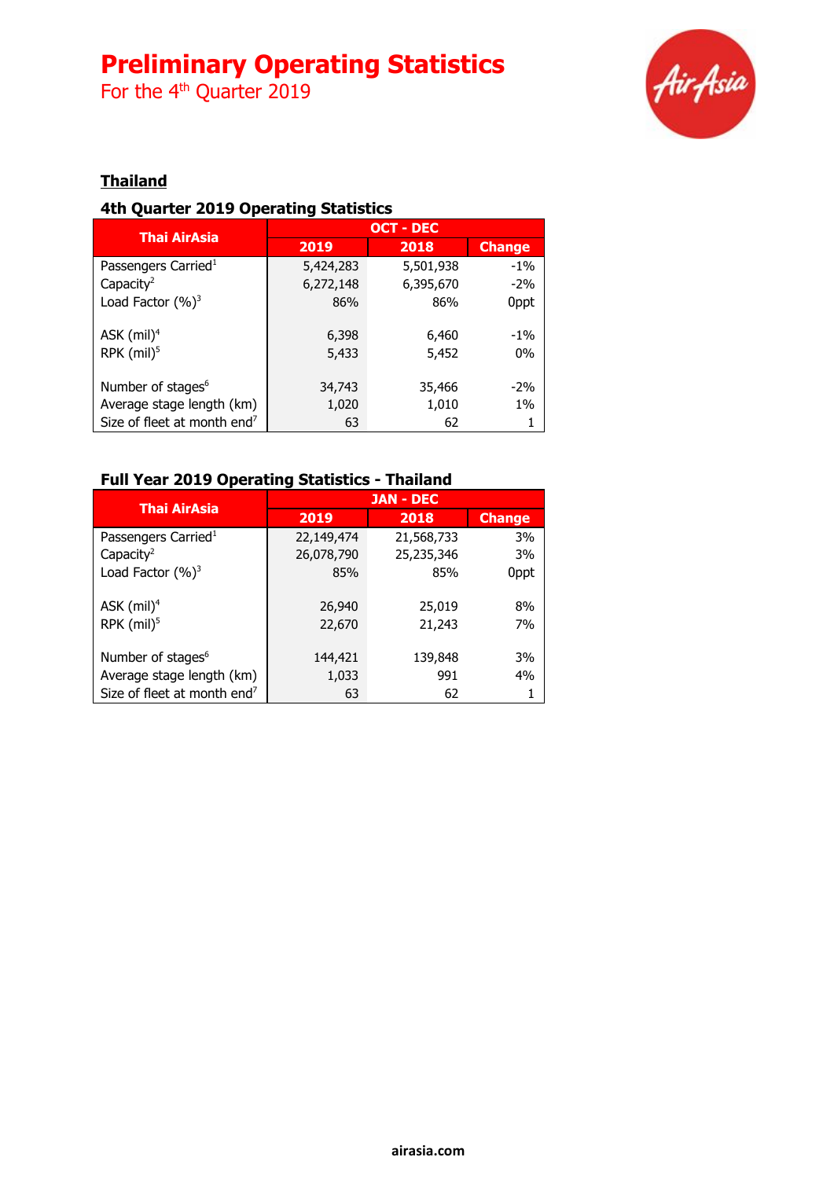# Preliminary Operating Statistics
For the 4th Quarter 2019

## Thailand

### 4th Quarter 2019 Operating Statistics

| Thai AirAsia | OCT - DEC | | |
|---|---|---|---|
| | 2019 | 2018 | Change |
| Passengers Carried[1] | 5,424,283 | 5,501,938 | -1% |
| Capacity[2] | 6,272,148 | 6,395,670 | -2% |
| Load Factor (%)[3] | 86% | 86% | 0ppt |
| ASK (mil)[4] | 6,398 | 6,460 | -1% |
| RPK (mil)[5] | 5,433 | 5,452 | 0% |
| Number of stages[6] | 34,743 | 35,466 | -2% |
| Average stage length (km) | 1,020 | 1,010 | 1% |
| Size of fleet at month end[7] | 63 | 62 | 1 |

### Full Year 2019 Operating Statistics - Thailand

| Thai AirAsia | JAN - DEC | | |
|---|---|---|---|
| | 2019 | 2018 | Change |
| Passengers Carried[1] | 22,149,474 | 21,568,733 | 3% |
| Capacity[2] | 26,078,790 | 25,235,346 | 3% |
| Load Factor (%)[3] | 85% | 85% | 0ppt |
| ASK (mil)[4] | 26,940 | 25,019 | 8% |
| RPK (mil)[5] | 22,670 | 21,243 | 7% |
| Number of stages[6] | 144,421 | 139,848 | 3% |
| Average stage length (km) | 1,033 | 991 | 4% |
| Size of fleet at month end[7] | 63 | 62 | 1 |

airasia.com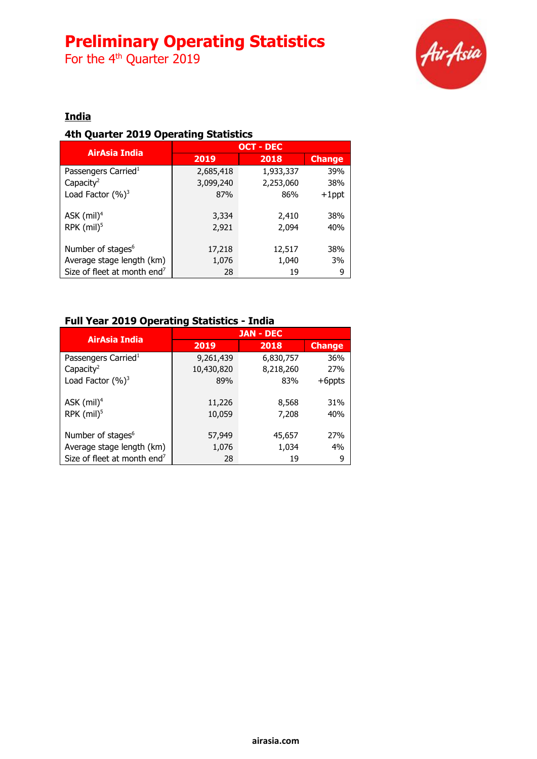# Preliminary Operating Statistics

For the 4th Quarter 2019

## India

### 4th Quarter 2019 Operating Statistics

| AirAsia India | OCT - DEC | | |
|---|---|---|---|
| | 2019 | 2018 | Change |
| Passengers Carried[1] | 2,685,418 | 1,933,337 | 39% |
| Capacity[2] | 3,099,240 | 2,253,060 | 38% |
| Load Factor (%)[3] | 87% | 86% | +1ppt |
| ASK (mil)[4] | 3,334 | 2,410 | 38% |
| RPK (mil)[5] | 2,921 | 2,094 | 40% |
| Number of stages[6] | 17,218 | 12,517 | 38% |
| Average stage length (km) | 1,076 | 1,040 | 3% |
| Size of fleet at month end[7] | 28 | 19 | 9 |

### Full Year 2019 Operating Statistics - India

| AirAsia India | JAN - DEC | | |
|---|---|---|---|
| | 2019 | 2018 | Change |
| Passengers Carried[1] | 9,261,439 | 6,830,757 | 36% |
| Capacity[2] | 10,430,820 | 8,218,260 | 27% |
| Load Factor (%)[3] | 89% | 83% | +6ppts |
| ASK (mil)[4] | 11,226 | 8,568 | 31% |
| RPK (mil)[5] | 10,059 | 7,208 | 40% |
| Number of stages[6] | 57,949 | 45,657 | 27% |
| Average stage length (km) | 1,076 | 1,034 | 4% |
| Size of fleet at month end[7] | 28 | 19 | 9 |

airasia.com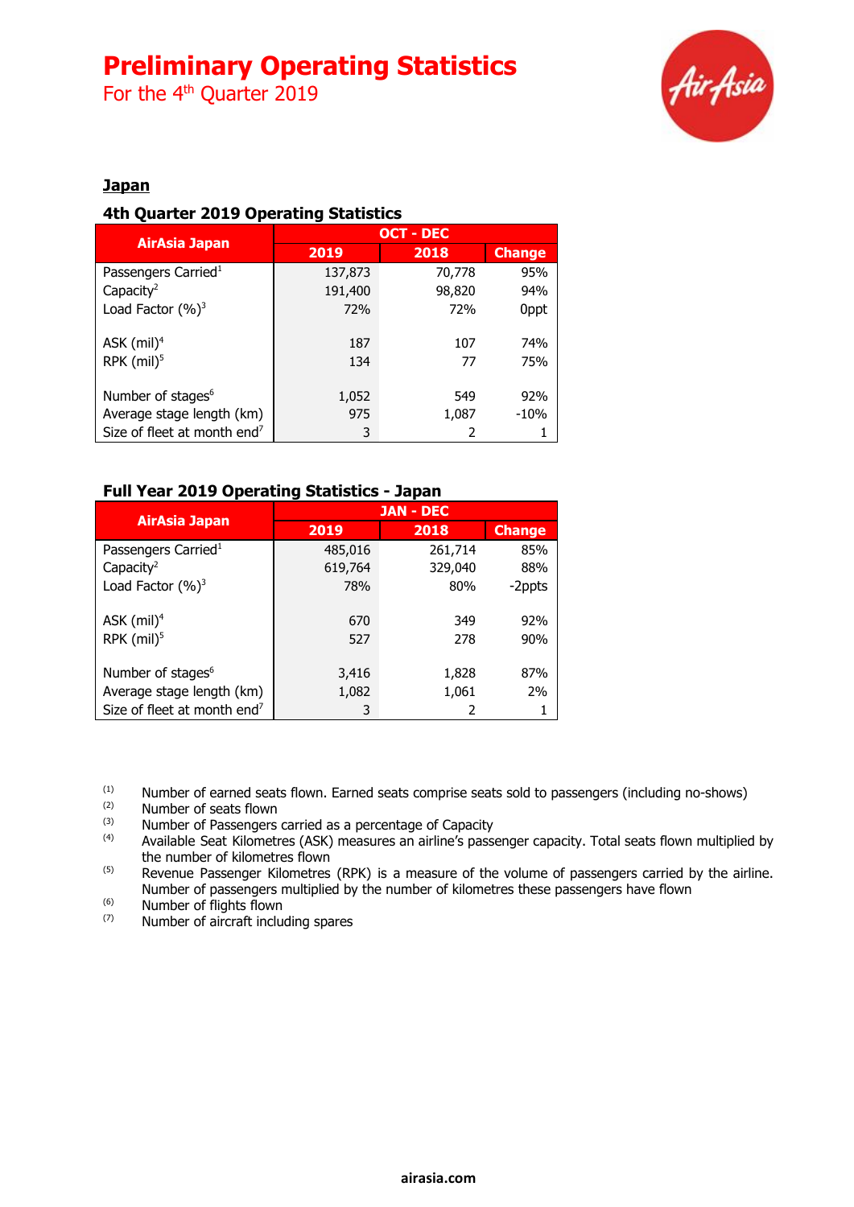# Preliminary Operating Statistics

For the 4th Quarter 2019

## Japan

### 4th Quarter 2019 Operating Statistics

| AirAsia Japan | OCT - DEC | | |
|---|---|---|---|
| | 2019 | 2018 | Change |
| Passengers Carried[1] | 137,873 | 70,778 | 95% |
| Capacity[2] | 191,400 | 98,820 | 94% |
| Load Factor (%)[3] | 72% | 72% | 0ppt |
| ASK (mil)[4] | 187 | 107 | 74% |
| RPK (mil)[5] | 134 | 77 | 75% |
| Number of stages[6] | 1,052 | 549 | 92% |
| Average stage length (km) | 975 | 1,087 | -10% |
| Size of fleet at month end[7] | 3 | 2 | 1 |

### Full Year 2019 Operating Statistics - Japan

| AirAsia Japan | JAN - DEC | | |
|---|---|---|---|
| | 2019 | 2018 | Change |
| Passengers Carried[1] | 485,016 | 261,714 | 85% |
| Capacity[2] | 619,764 | 329,040 | 88% |
| Load Factor (%)[3] | 78% | 80% | -2ppts |
| ASK (mil)[4] | 670 | 349 | 92% |
| RPK (mil)[5] | 527 | 278 | 90% |
| Number of stages[6] | 3,416 | 1,828 | 87% |
| Average stage length (km) | 1,082 | 1,061 | 2% |
| Size of fleet at month end[7] | 3 | 2 | 1 |

(1) Number of earned seats flown. Earned seats comprise seats sold to passengers (including no-shows)
(2) Number of seats flown
(3) Number of Passengers carried as a percentage of Capacity
(4) Available Seat Kilometres (ASK) measures an airline's passenger capacity. Total seats flown multiplied by the number of kilometres flown
(5) Revenue Passenger Kilometres (RPK) is a measure of the volume of passengers carried by the airline. Number of passengers multiplied by the number of kilometres these passengers have flown
(6) Number of flights flown
(7) Number of aircraft including spares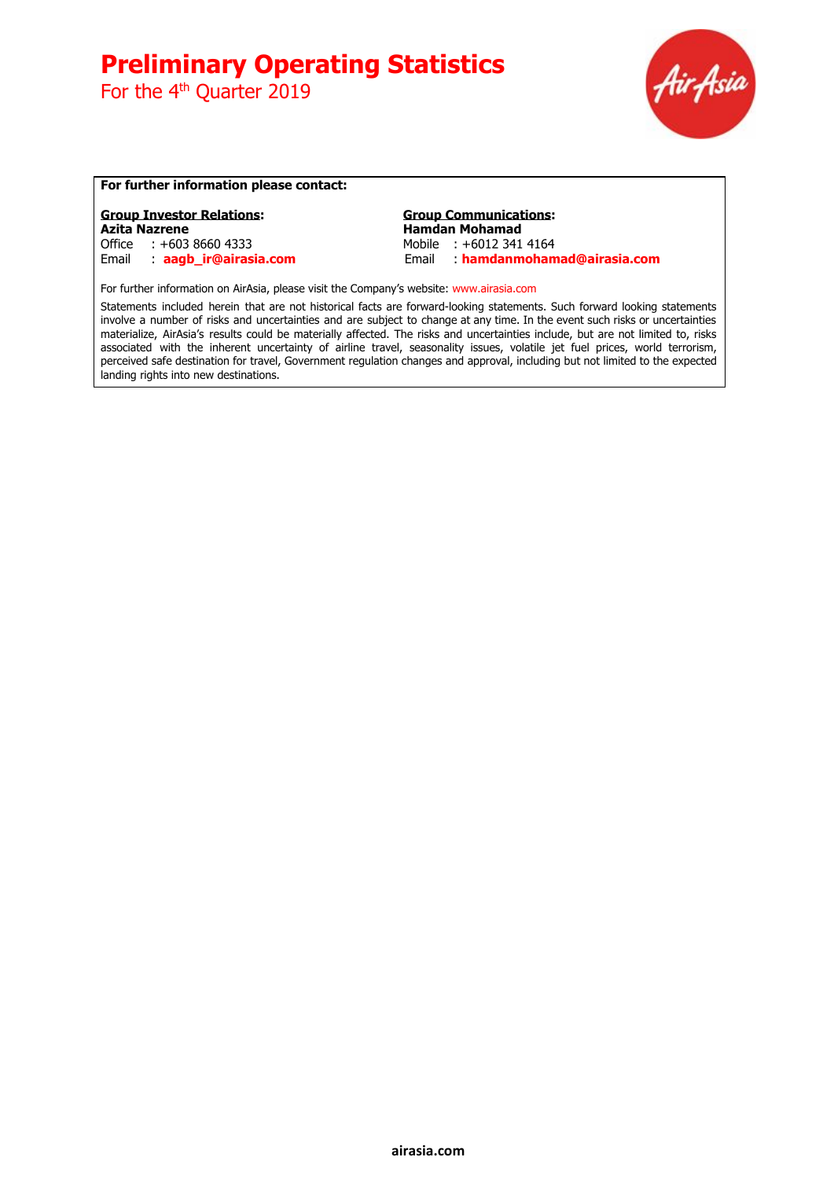# Preliminary Operating Statistics

For the 4th Quarter 2019

**For further information please contact:**

**Group Investor Relations:**
**Azita Nazrene**
Office : +603 8660 4333
Email : **aagb_ir@airasia.com**

**Group Communications:**
**Hamdan Mohamad**
Mobile : +6012 341 4164
Email : **hamdanmohamad@airasia.com**

For further information on AirAsia, please visit the Company's website: www.airasia.com

Statements included herein that are not historical facts are forward-looking statements. Such forward looking statements involve a number of risks and uncertainties and are subject to change at any time. In the event such risks or uncertainties materialize, AirAsia's results could be materially affected. The risks and uncertainties include, but are not limited to, risks associated with the inherent uncertainty of airline travel, seasonality issues, volatile jet fuel prices, world terrorism, perceived safe destination for travel, Government regulation changes and approval, including but not limited to the expected landing rights into new destinations.